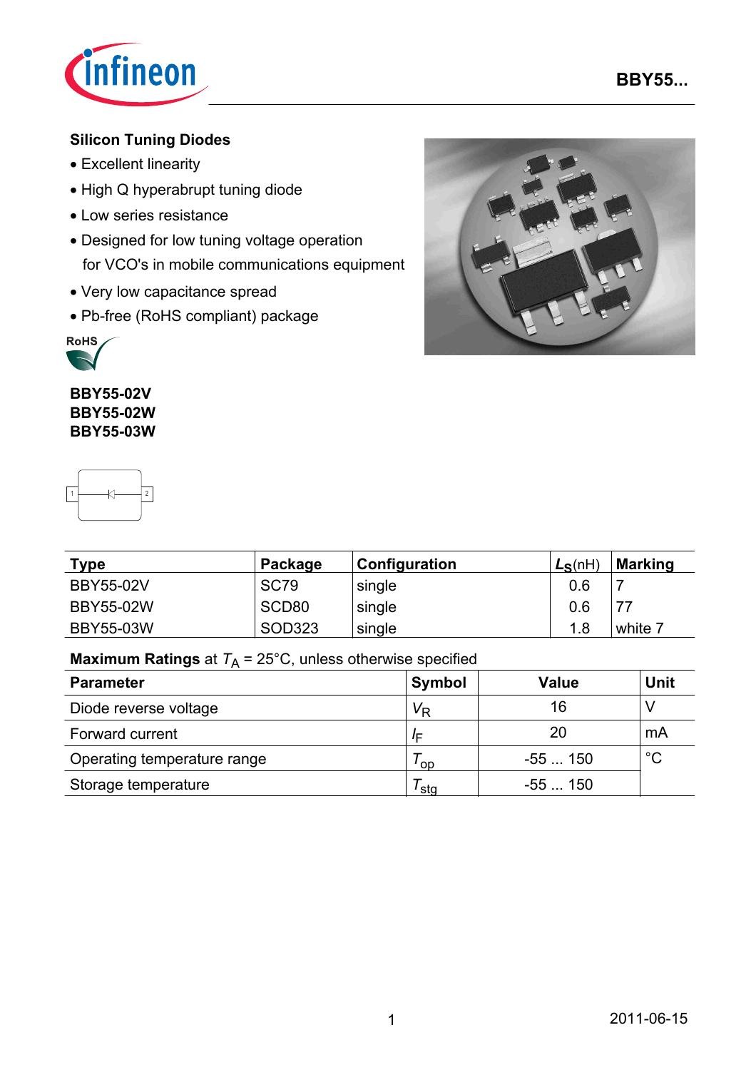## Silicon Tuning Diodes

- Excellent linearity
- High Q hyperabrupt tuning diode
- Low series resistance
- Designed for low tuning voltage operation for VCO's in mobile communications equipment
- Very low capacitance spread
- Pb-free (RoHS compliant) package

RoHS

**BBY55-02V**
**BBY55-02W**
**BBY55-03W**

| Type | Package | Configuration | $L_S$(nH) | Marking |
|---|---|---|---|---|
| BBY55-02V | SC79 | single | 0.6 | 7 |
| BBY55-02W | SCD80 | single | 0.6 | 77 |
| BBY55-03W | SOD323 | single | 1.8 | white 7 |

**Maximum Ratings** at $T_A$ = 25°C, unless otherwise specified

| Parameter | Symbol | Value | Unit |
|---|---|---|---|
| Diode reverse voltage | $V_R$ | 16 | V |
| Forward current | $I_F$ | 20 | mA |
| Operating temperature range | $T_{op}$ | -55 ... 150 | °C |
| Storage temperature | $T_{stg}$ | -55 ... 150 | |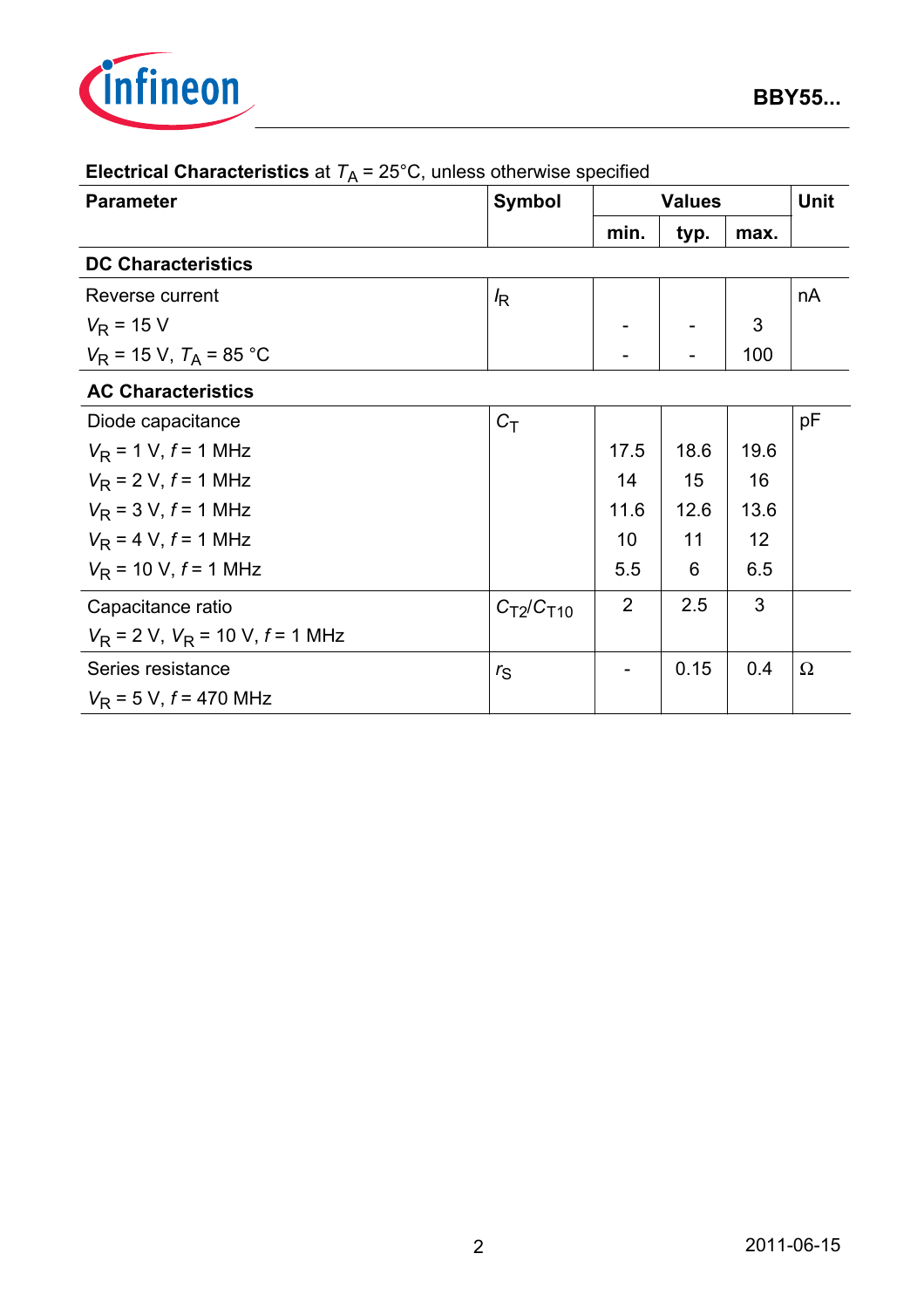**Electrical Characteristics** at $T_A$ = 25°C, unless otherwise specified

| Parameter | Symbol | Values | | | Unit |
|---|---|---|---|---|---|
| | | min. | typ. | max. | |
| **DC Characteristics** | | | | | |
| Reverse current | $I_R$ | | | | nA |
| $V_R$ = 15 V | | - | - | 3 | |
| $V_R$ = 15 V, $T_A$ = 85 °C | | - | - | 100 | |
| **AC Characteristics** | | | | | |
| Diode capacitance | $C_T$ | | | | pF |
| $V_R$ = 1 V, $f$ = 1 MHz | | 17.5 | 18.6 | 19.6 | |
| $V_R$ = 2 V, $f$ = 1 MHz | | 14 | 15 | 16 | |
| $V_R$ = 3 V, $f$ = 1 MHz | | 11.6 | 12.6 | 13.6 | |
| $V_R$ = 4 V, $f$ = 1 MHz | | 10 | 11 | 12 | |
| $V_R$ = 10 V, $f$ = 1 MHz | | 5.5 | 6 | 6.5 | |
| Capacitance ratio<br>$V_R$ = 2 V, $V_R$ = 10 V, $f$ = 1 MHz | $C_{T2}/C_{T10}$ | 2 | 2.5 | 3 | |
| Series resistance<br>$V_R$ = 5 V, $f$ = 470 MHz | $r_S$ | - | 0.15 | 0.4 | Ω |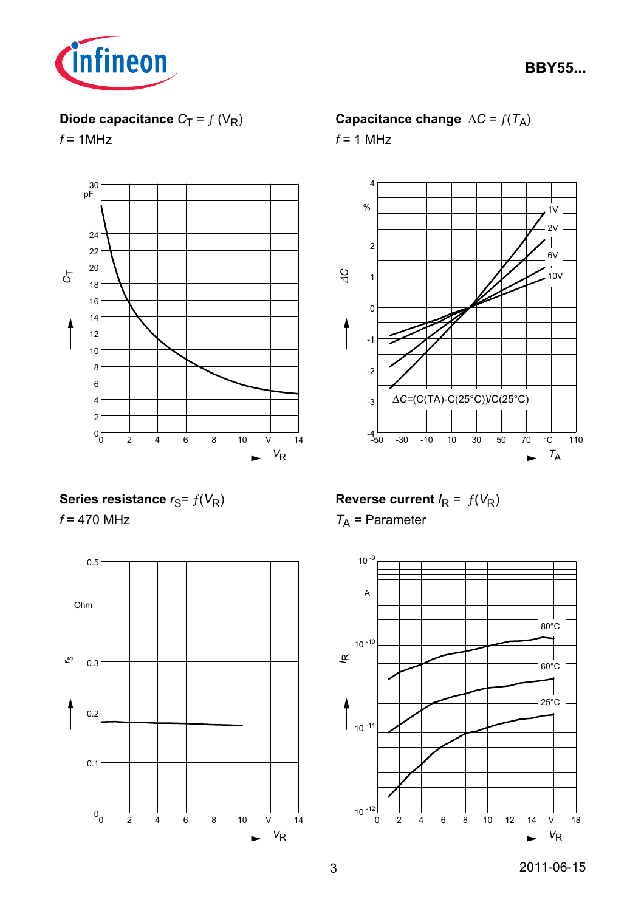**Diode capacitance** $C_T = f(V_R)$

$f$ = 1MHz

**Capacitance change** $\Delta C = f(T_A)$

$f$ = 1 MHz

$\Delta C$=(C(TA)-C(25°C))/C(25°C)

**Series resistance** $r_S = f(V_R)$

$f$ = 470 MHz

**Reverse current** $I_R = f(V_R)$

$T_A$ = Parameter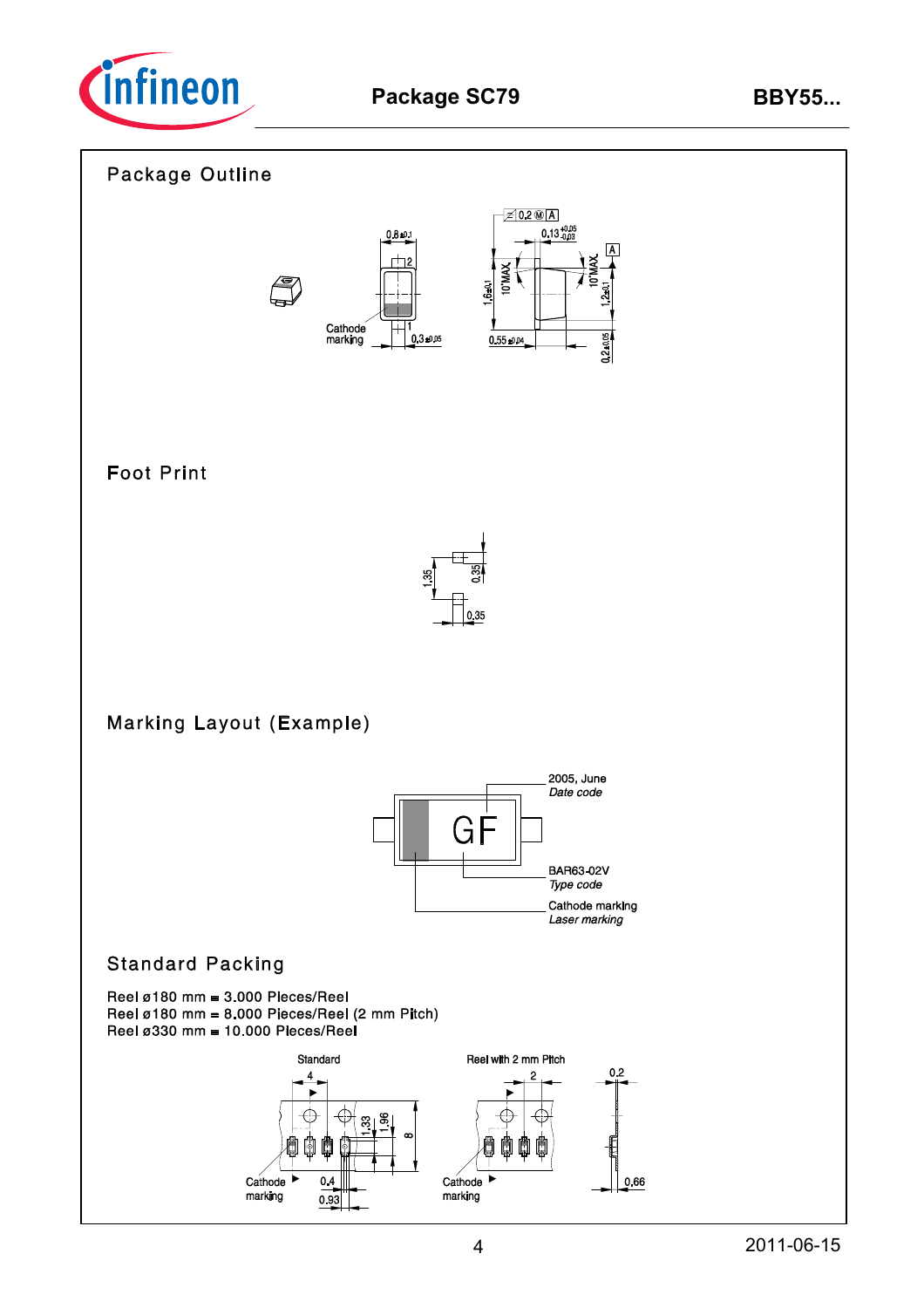## Package Outline

Cathode marking

0.8 ±0.1

0.3 ±0.05

0.2 Ⓜ A

0.13 +0.05 −0.03

10°MAX.

10°MAX.

1.6±0.1

1.2±0.1

0.55 ±0.04

0.2±0.05

## Foot Print

1.35

0.35

0.35

## Marking Layout (Example)

GF

2005, June
*Date code*

BAR63-02V
*Type code*

Cathode marking
*Laser marking*

## Standard Packing

Reel ø180 mm = 3.000 Pieces/Reel
Reel ø180 mm = 8.000 Pieces/Reel (2 mm Pitch)
Reel ø330 mm = 10.000 Pieces/Reel

Standard

Reel with 2 mm Pitch

4

1.33

1.96

8

Cathode marking

0.4

0.93

2

Cathode marking

0.2

0.66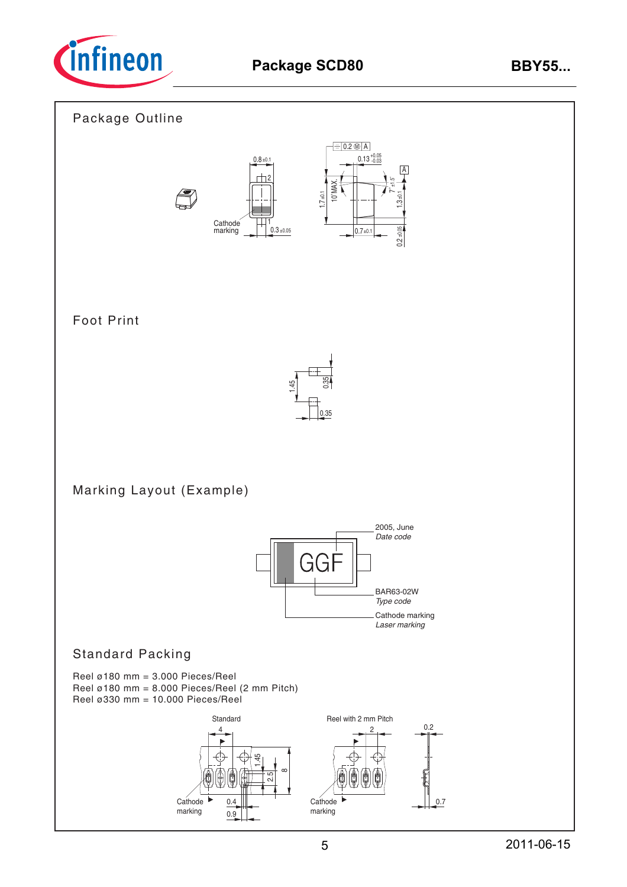## Package Outline

Cathode marking

## Foot Print

## Marking Layout (Example)

2005, June
*Date code*

GGF

BAR63-02W
*Type code*

Cathode marking
*Laser marking*

## Standard Packing

Reel ø180 mm = 3.000 Pieces/Reel
Reel ø180 mm = 8.000 Pieces/Reel (2 mm Pitch)
Reel ø330 mm = 10.000 Pieces/Reel

Standard

Reel with 2 mm Pitch

Cathode marking

Cathode marking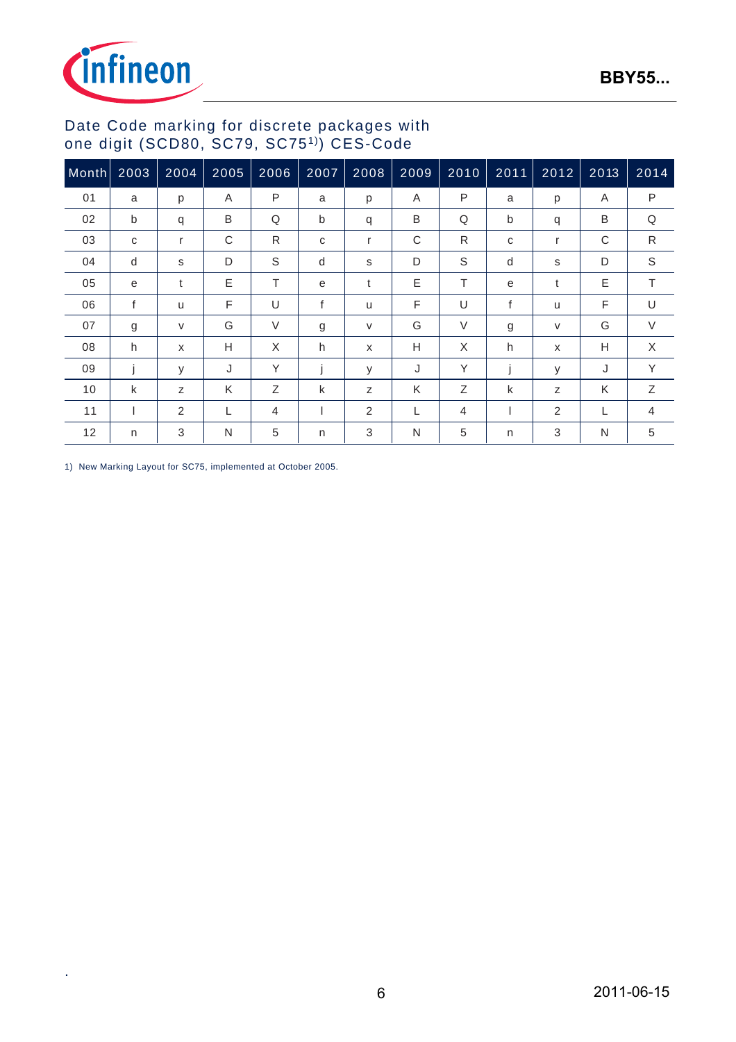## Date Code marking for discrete packages with one digit (SCD80, SC79, SC75[1)]) CES-Code

| Month | 2003 | 2004 | 2005 | 2006 | 2007 | 2008 | 2009 | 2010 | 2011 | 2012 | 2013 | 2014 |
|---|---|---|---|---|---|---|---|---|---|---|---|---|
| 01 | a | p | A | P | a | p | A | P | a | p | A | P |
| 02 | b | q | B | Q | b | q | B | Q | b | q | B | Q |
| 03 | c | r | C | R | c | r | C | R | c | r | C | R |
| 04 | d | s | D | S | d | s | D | S | d | s | D | S |
| 05 | e | t | E | T | e | t | E | T | e | t | E | T |
| 06 | f | u | F | U | f | u | F | U | f | u | F | U |
| 07 | g | v | G | V | g | v | G | V | g | v | G | V |
| 08 | h | x | H | X | h | x | H | X | h | x | H | X |
| 09 | j | y | J | Y | j | y | J | Y | j | y | J | Y |
| 10 | k | z | K | Z | k | z | K | Z | k | z | K | Z |
| 11 | l | 2 | L | 4 | l | 2 | L | 4 | l | 2 | L | 4 |
| 12 | n | 3 | N | 5 | n | 3 | N | 5 | n | 3 | N | 5 |

1) New Marking Layout for SC75, implemented at October 2005.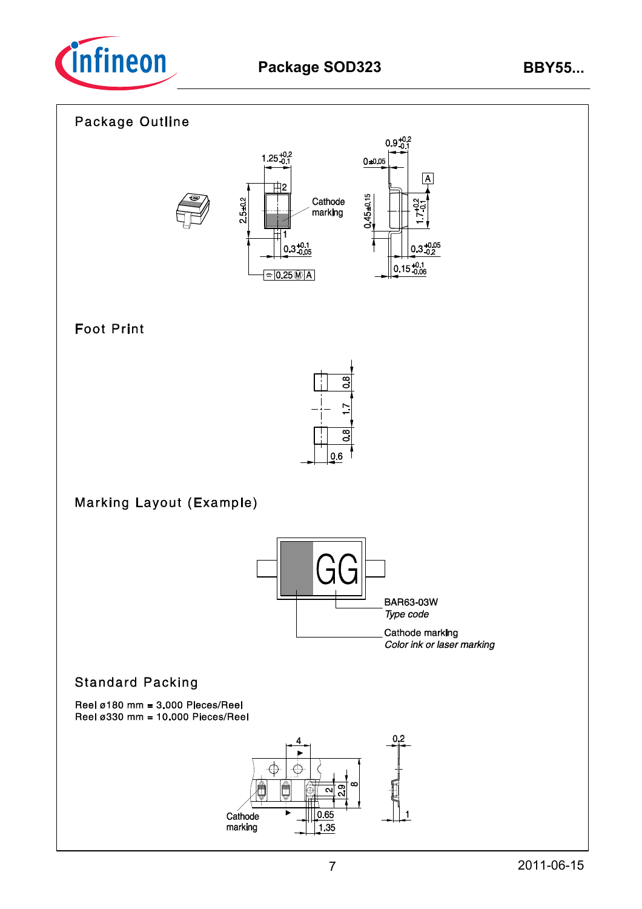## Package Outline

## Foot Print

## Marking Layout (Example)

BAR63-03W
*Type code*

Cathode marking
*Color ink or laser marking*

## Standard Packing

Reel ø180 mm = 3.000 Pieces/Reel
Reel ø330 mm = 10.000 Pieces/Reel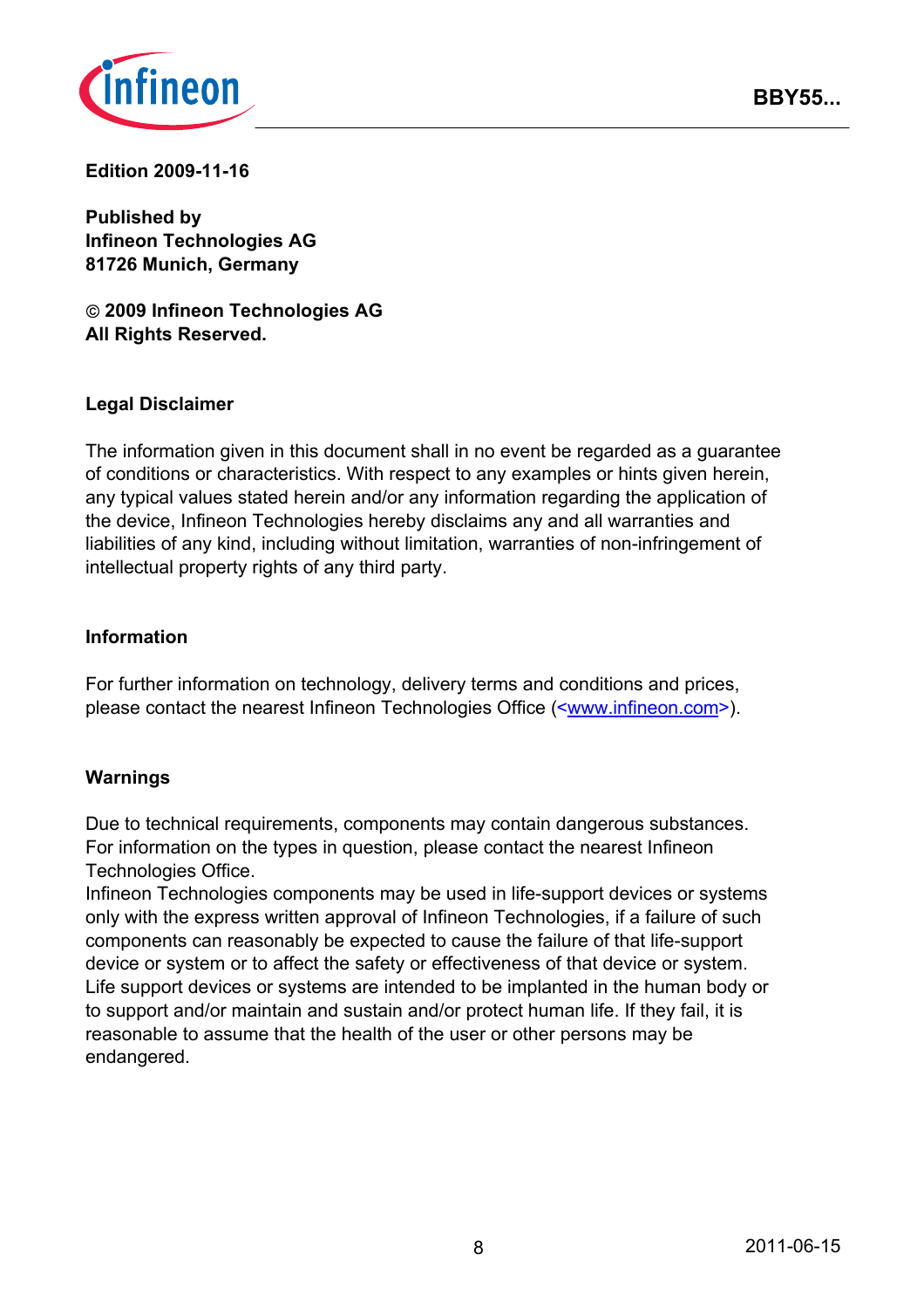**Edition 2009-11-16**

**Published by**
**Infineon Technologies AG**
**81726 Munich, Germany**

**© 2009 Infineon Technologies AG**
**All Rights Reserved.**

### Legal Disclaimer

The information given in this document shall in no event be regarded as a guarantee of conditions or characteristics. With respect to any examples or hints given herein, any typical values stated herein and/or any information regarding the application of the device, Infineon Technologies hereby disclaims any and all warranties and liabilities of any kind, including without limitation, warranties of non-infringement of intellectual property rights of any third party.

### Information

For further information on technology, delivery terms and conditions and prices, please contact the nearest Infineon Technologies Office (<www.infineon.com>).

### Warnings

Due to technical requirements, components may contain dangerous substances. For information on the types in question, please contact the nearest Infineon Technologies Office.
Infineon Technologies components may be used in life-support devices or systems only with the express written approval of Infineon Technologies, if a failure of such components can reasonably be expected to cause the failure of that life-support device or system or to affect the safety or effectiveness of that device or system. Life support devices or systems are intended to be implanted in the human body or to support and/or maintain and sustain and/or protect human life. If they fail, it is reasonable to assume that the health of the user or other persons may be endangered.